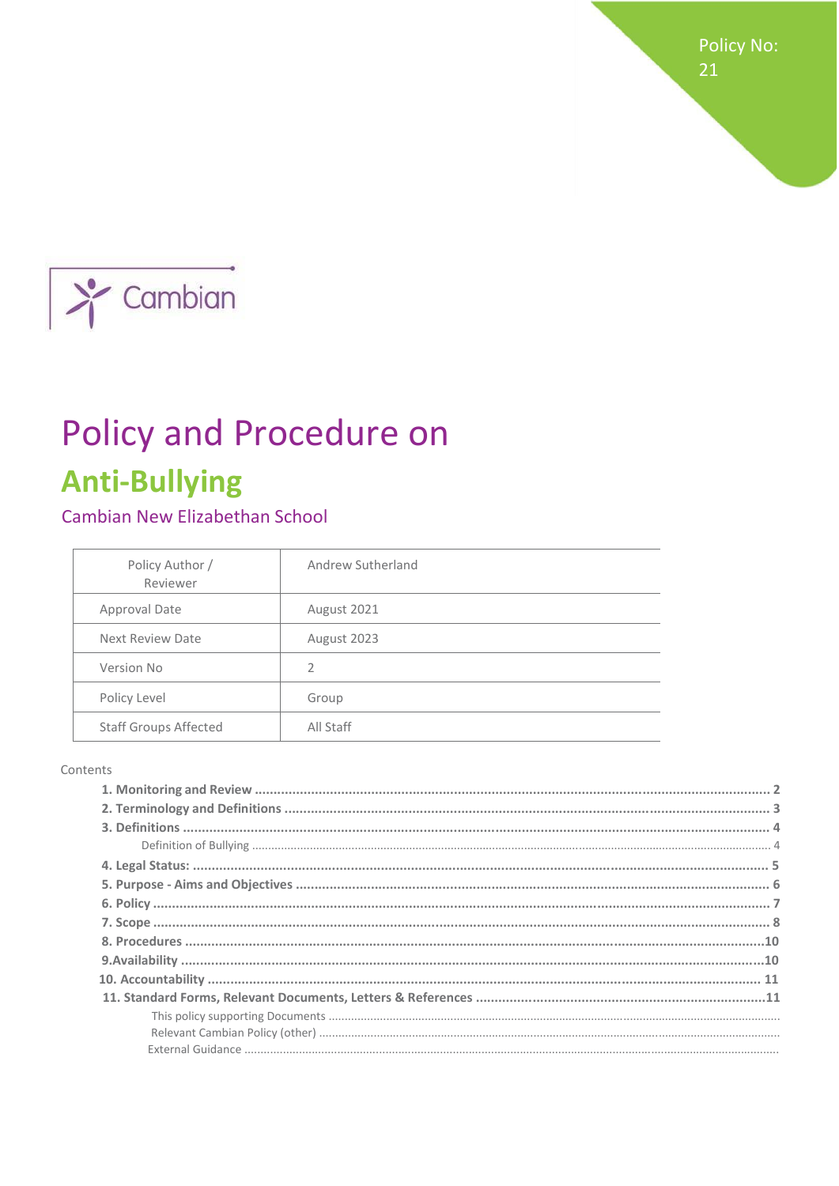Policy No: 21

Cambian

# Policy and Procedure on

# Anti-Bullying

## Cambian New Elizabethan School

| Policy Author / Reviewer | Andrew Sutherland |
| --- | --- |
| Approval Date | August 2021 |
| Next Review Date | August 2023 |
| Version No | 2 |
| Policy Level | Group |
| Staff Groups Affected | All Staff |

Contents

**1. Monitoring and Review** ........ 2
**2. Terminology and Definitions** ........ 3
**3. Definitions** ........ 4
Definition of Bullying ........ 4
**4. Legal Status:** ........ 5
**5. Purpose - Aims and Objectives** ........ 6
**6. Policy** ........ 7
**7. Scope** ........ 8
**8. Procedures** ........ 10
**9.Availability** ........ 10
**10. Accountability** ........ 11
**11. Standard Forms, Relevant Documents, Letters & References** ........ 11
This policy supporting Documents ........
Relevant Cambian Policy (other) ........
External Guidance ........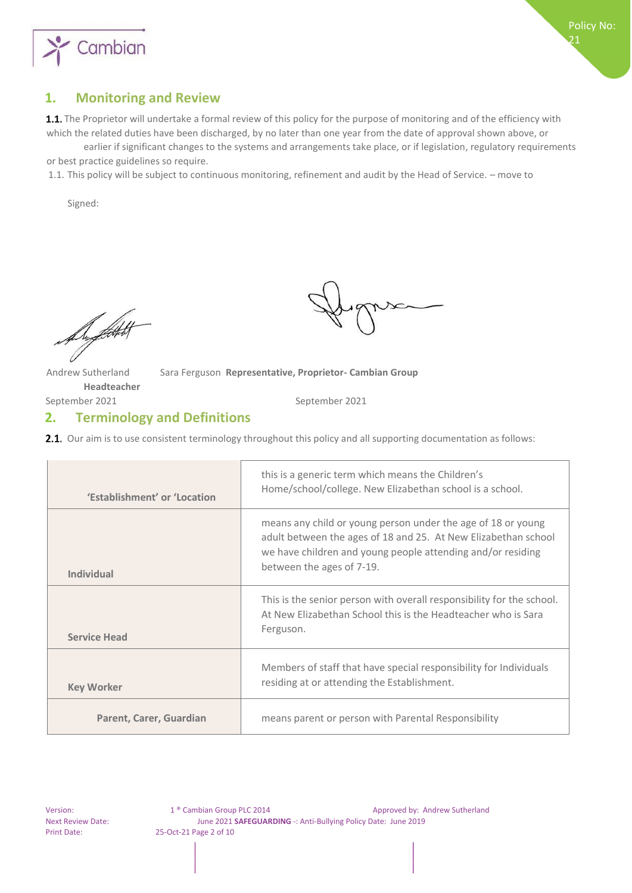## 1. Monitoring and Review

**1.1.** The Proprietor will undertake a formal review of this policy for the purpose of monitoring and of the efficiency with which the related duties have been discharged, by no later than one year from the date of approval shown above, or earlier if significant changes to the systems and arrangements take place, or if legislation, regulatory requirements or best practice guidelines so require.

1.1. This policy will be subject to continuous monitoring, refinement and audit by the Head of Service. – move to

Signed:

Andrew Sutherland **Headteacher**
September 2021

Sara Ferguson **Representative, Proprietor- Cambian Group**
September 2021

## 2. Terminology and Definitions

**2.1.** Our aim is to use consistent terminology throughout this policy and all supporting documentation as follows:

| | |
|---|---|
| **'Establishment' or 'Location** | this is a generic term which means the Children's Home/school/college. New Elizabethan school is a school. |
| **Individual** | means any child or young person under the age of 18 or young adult between the ages of 18 and 25. At New Elizabethan school we have children and young people attending and/or residing between the ages of 7-19. |
| **Service Head** | This is the senior person with overall responsibility for the school. At New Elizabethan School this is the Headteacher who is Sara Ferguson. |
| **Key Worker** | Members of staff that have special responsibility for Individuals residing at or attending the Establishment. |
| **Parent, Carer, Guardian** | means parent or person with Parental Responsibility |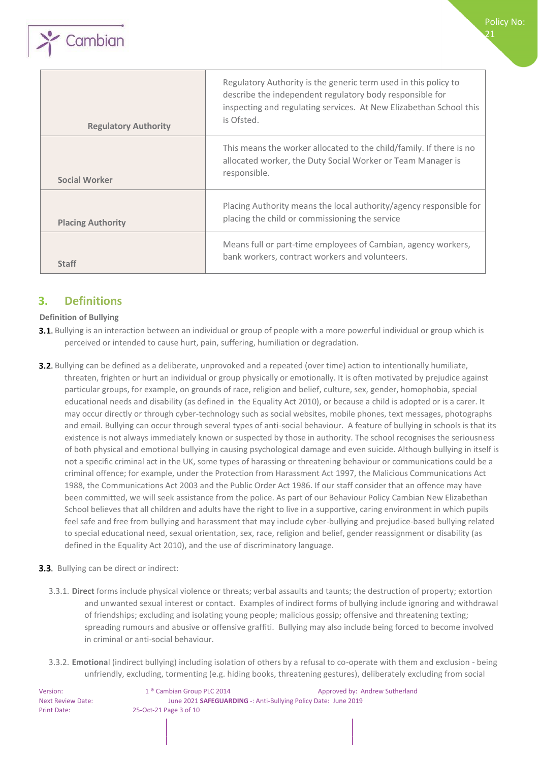| | |
|---|---|
| **Regulatory Authority** | Regulatory Authority is the generic term used in this policy to describe the independent regulatory body responsible for inspecting and regulating services. At New Elizabethan School this is Ofsted. |
| **Social Worker** | This means the worker allocated to the child/family. If there is no allocated worker, the Duty Social Worker or Team Manager is responsible. |
| **Placing Authority** | Placing Authority means the local authority/agency responsible for placing the child or commissioning the service |
| **Staff** | Means full or part-time employees of Cambian, agency workers, bank workers, contract workers and volunteers. |

## 3. Definitions

**Definition of Bullying**

**3.1.** Bullying is an interaction between an individual or group of people with a more powerful individual or group which is perceived or intended to cause hurt, pain, suffering, humiliation or degradation.

**3.2.** Bullying can be defined as a deliberate, unprovoked and a repeated (over time) action to intentionally humiliate, threaten, frighten or hurt an individual or group physically or emotionally. It is often motivated by prejudice against particular groups, for example, on grounds of race, religion and belief, culture, sex, gender, homophobia, special educational needs and disability (as defined in the Equality Act 2010), or because a child is adopted or is a carer. It may occur directly or through cyber-technology such as social websites, mobile phones, text messages, photographs and email. Bullying can occur through several types of anti-social behaviour. A feature of bullying in schools is that its existence is not always immediately known or suspected by those in authority. The school recognises the seriousness of both physical and emotional bullying in causing psychological damage and even suicide. Although bullying in itself is not a specific criminal act in the UK, some types of harassing or threatening behaviour or communications could be a criminal offence; for example, under the Protection from Harassment Act 1997, the Malicious Communications Act 1988, the Communications Act 2003 and the Public Order Act 1986. If our staff consider that an offence may have been committed, we will seek assistance from the police. As part of our Behaviour Policy Cambian New Elizabethan School believes that all children and adults have the right to live in a supportive, caring environment in which pupils feel safe and free from bullying and harassment that may include cyber-bullying and prejudice-based bullying related to special educational need, sexual orientation, sex, race, religion and belief, gender reassignment or disability (as defined in the Equality Act 2010), and the use of discriminatory language.

**3.3.** Bullying can be direct or indirect:

3.3.1. **Direct** forms include physical violence or threats; verbal assaults and taunts; the destruction of property; extortion and unwanted sexual interest or contact. Examples of indirect forms of bullying include ignoring and withdrawal of friendships; excluding and isolating young people; malicious gossip; offensive and threatening texting; spreading rumours and abusive or offensive graffiti. Bullying may also include being forced to become involved in criminal or anti-social behaviour.

3.3.2. **Emotiona**l (indirect bullying) including isolation of others by a refusal to co-operate with them and exclusion - being unfriendly, excluding, tormenting (e.g. hiding books, threatening gestures), deliberately excluding from social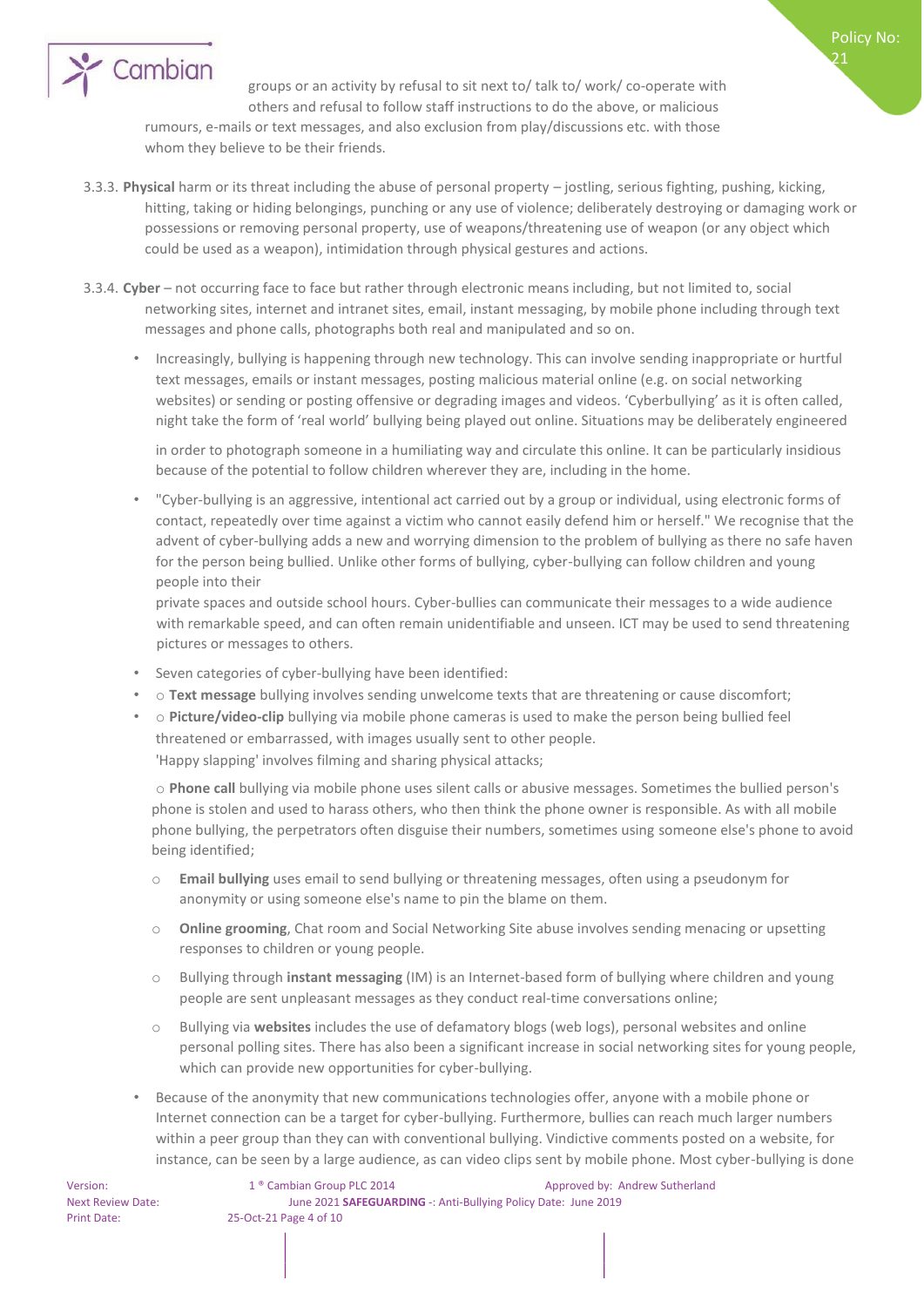groups or an activity by refusal to sit next to/ talk to/ work/ co-operate with others and refusal to follow staff instructions to do the above, or malicious rumours, e-mails or text messages, and also exclusion from play/discussions etc. with those whom they believe to be their friends.

3.3.3. **Physical** harm or its threat including the abuse of personal property – jostling, serious fighting, pushing, kicking, hitting, taking or hiding belongings, punching or any use of violence; deliberately destroying or damaging work or possessions or removing personal property, use of weapons/threatening use of weapon (or any object which could be used as a weapon), intimidation through physical gestures and actions.

3.3.4. **Cyber** – not occurring face to face but rather through electronic means including, but not limited to, social networking sites, internet and intranet sites, email, instant messaging, by mobile phone including through text messages and phone calls, photographs both real and manipulated and so on.

- Increasingly, bullying is happening through new technology. This can involve sending inappropriate or hurtful text messages, emails or instant messages, posting malicious material online (e.g. on social networking websites) or sending or posting offensive or degrading images and videos. 'Cyberbullying' as it is often called, night take the form of 'real world' bullying being played out online. Situations may be deliberately engineered in order to photograph someone in a humiliating way and circulate this online. It can be particularly insidious because of the potential to follow children wherever they are, including in the home.
- "Cyber-bullying is an aggressive, intentional act carried out by a group or individual, using electronic forms of contact, repeatedly over time against a victim who cannot easily defend him or herself." We recognise that the advent of cyber-bullying adds a new and worrying dimension to the problem of bullying as there no safe haven for the person being bullied. Unlike other forms of bullying, cyber-bullying can follow children and young people into their private spaces and outside school hours. Cyber-bullies can communicate their messages to a wide audience with remarkable speed, and can often remain unidentifiable and unseen. ICT may be used to send threatening pictures or messages to others.
- Seven categories of cyber-bullying have been identified:
- ○ **Text message** bullying involves sending unwelcome texts that are threatening or cause discomfort;
- ○ **Picture/video-clip** bullying via mobile phone cameras is used to make the person being bullied feel threatened or embarrassed, with images usually sent to other people. 'Happy slapping' involves filming and sharing physical attacks;

  ○ **Phone call** bullying via mobile phone uses silent calls or abusive messages. Sometimes the bullied person's phone is stolen and used to harass others, who then think the phone owner is responsible. As with all mobile phone bullying, the perpetrators often disguise their numbers, sometimes using someone else's phone to avoid being identified;

  - **Email bullying** uses email to send bullying or threatening messages, often using a pseudonym for anonymity or using someone else's name to pin the blame on them.
  - **Online grooming**, Chat room and Social Networking Site abuse involves sending menacing or upsetting responses to children or young people.
  - Bullying through **instant messaging** (IM) is an Internet-based form of bullying where children and young people are sent unpleasant messages as they conduct real-time conversations online;
  - Bullying via **websites** includes the use of defamatory blogs (web logs), personal websites and online personal polling sites. There has also been a significant increase in social networking sites for young people, which can provide new opportunities for cyber-bullying.

- Because of the anonymity that new communications technologies offer, anyone with a mobile phone or Internet connection can be a target for cyber-bullying. Furthermore, bullies can reach much larger numbers within a peer group than they can with conventional bullying. Vindictive comments posted on a website, for instance, can be seen by a large audience, as can video clips sent by mobile phone. Most cyber-bullying is done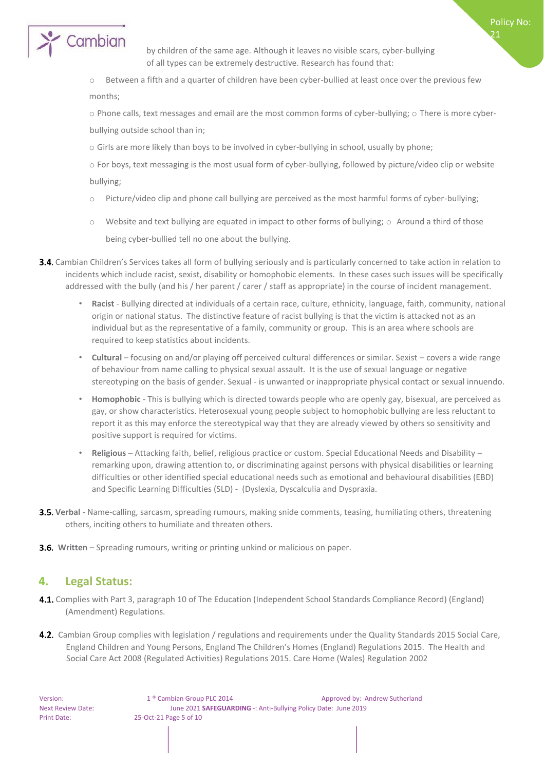by children of the same age. Although it leaves no visible scars, cyber-bullying of all types can be extremely destructive. Research has found that:

- Between a fifth and a quarter of children have been cyber-bullied at least once over the previous few months;
- Phone calls, text messages and email are the most common forms of cyber-bullying;
- There is more cyber-bullying outside school than in;
- Girls are more likely than boys to be involved in cyber-bullying in school, usually by phone;
- For boys, text messaging is the most usual form of cyber-bullying, followed by picture/video clip or website bullying;
- Picture/video clip and phone call bullying are perceived as the most harmful forms of cyber-bullying;
- Website and text bullying are equated in impact to other forms of bullying;
- Around a third of those being cyber-bullied tell no one about the bullying.

**3.4.** Cambian Children's Services takes all form of bullying seriously and is particularly concerned to take action in relation to incidents which include racist, sexist, disability or homophobic elements. In these cases such issues will be specifically addressed with the bully (and his / her parent / carer / staff as appropriate) in the course of incident management.

- **Racist** - Bullying directed at individuals of a certain race, culture, ethnicity, language, faith, community, national origin or national status. The distinctive feature of racist bullying is that the victim is attacked not as an individual but as the representative of a family, community or group. This is an area where schools are required to keep statistics about incidents.
- **Cultural** – focusing on and/or playing off perceived cultural differences or similar. Sexist – covers a wide range of behaviour from name calling to physical sexual assault. It is the use of sexual language or negative stereotyping on the basis of gender. Sexual - is unwanted or inappropriate physical contact or sexual innuendo.
- **Homophobic** - This is bullying which is directed towards people who are openly gay, bisexual, are perceived as gay, or show characteristics. Heterosexual young people subject to homophobic bullying are less reluctant to report it as this may enforce the stereotypical way that they are already viewed by others so sensitivity and positive support is required for victims.
- **Religious** – Attacking faith, belief, religious practice or custom. Special Educational Needs and Disability – remarking upon, drawing attention to, or discriminating against persons with physical disabilities or learning difficulties or other identified special educational needs such as emotional and behavioural disabilities (EBD) and Specific Learning Difficulties (SLD) - (Dyslexia, Dyscalculia and Dyspraxia.

**3.5. Verbal** - Name-calling, sarcasm, spreading rumours, making snide comments, teasing, humiliating others, threatening others, inciting others to humiliate and threaten others.

**3.6. Written** – Spreading rumours, writing or printing unkind or malicious on paper.

## 4. Legal Status:

**4.1.** Complies with Part 3, paragraph 10 of The Education (Independent School Standards Compliance Record) (England) (Amendment) Regulations.

**4.2.** Cambian Group complies with legislation / regulations and requirements under the Quality Standards 2015 Social Care, England Children and Young Persons, England The Children's Homes (England) Regulations 2015. The Health and Social Care Act 2008 (Regulated Activities) Regulations 2015. Care Home (Wales) Regulation 2002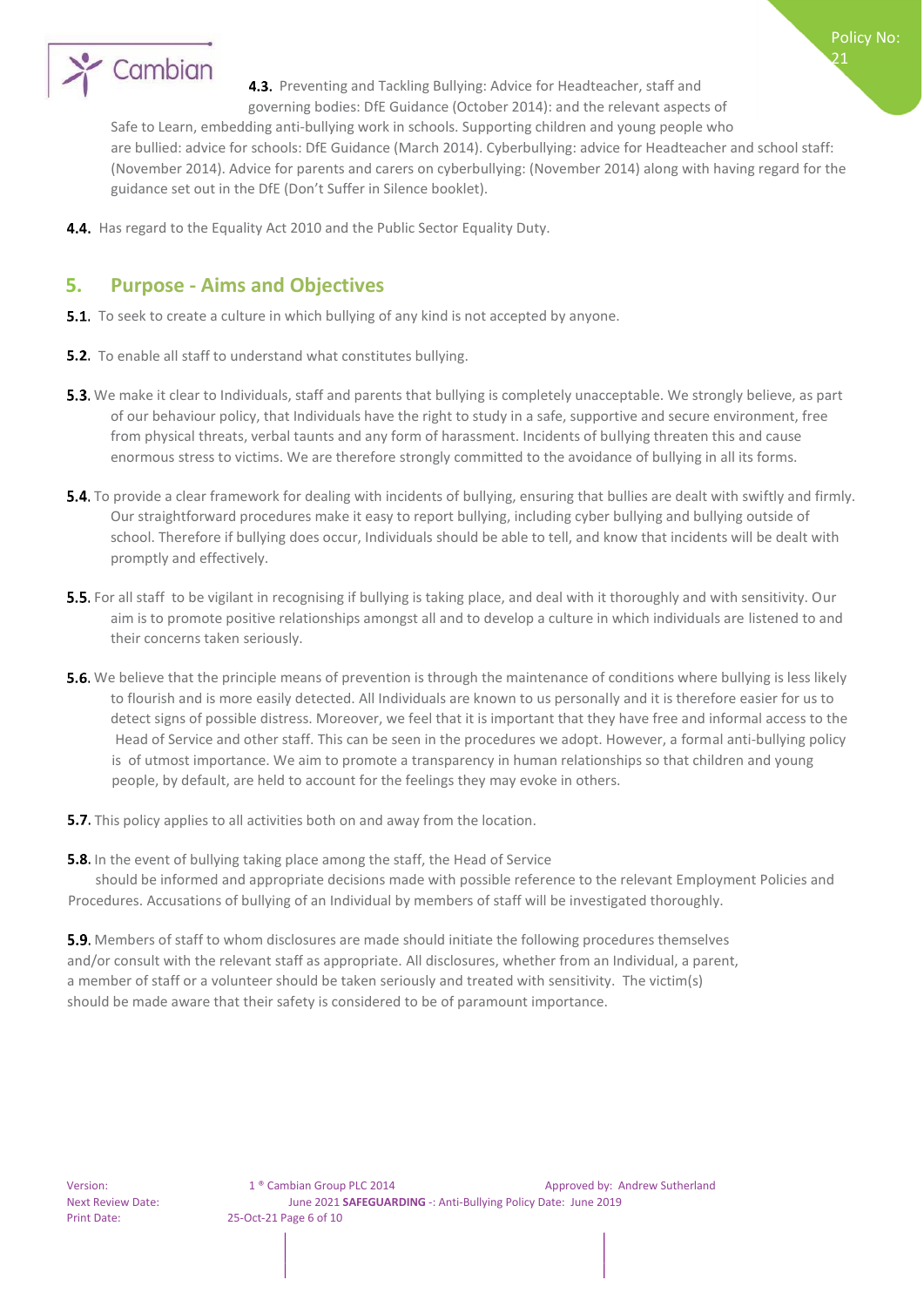**4.3.** Preventing and Tackling Bullying: Advice for Headteacher, staff and governing bodies: DfE Guidance (October 2014): and the relevant aspects of Safe to Learn, embedding anti-bullying work in schools. Supporting children and young people who are bullied: advice for schools: DfE Guidance (March 2014). Cyberbullying: advice for Headteacher and school staff: (November 2014). Advice for parents and carers on cyberbullying: (November 2014) along with having regard for the guidance set out in the DfE (Don't Suffer in Silence booklet).

**4.4.** Has regard to the Equality Act 2010 and the Public Sector Equality Duty.

## 5. Purpose - Aims and Objectives

**5.1.** To seek to create a culture in which bullying of any kind is not accepted by anyone.

**5.2.** To enable all staff to understand what constitutes bullying.

**5.3.** We make it clear to Individuals, staff and parents that bullying is completely unacceptable. We strongly believe, as part of our behaviour policy, that Individuals have the right to study in a safe, supportive and secure environment, free from physical threats, verbal taunts and any form of harassment. Incidents of bullying threaten this and cause enormous stress to victims. We are therefore strongly committed to the avoidance of bullying in all its forms.

**5.4.** To provide a clear framework for dealing with incidents of bullying, ensuring that bullies are dealt with swiftly and firmly. Our straightforward procedures make it easy to report bullying, including cyber bullying and bullying outside of school. Therefore if bullying does occur, Individuals should be able to tell, and know that incidents will be dealt with promptly and effectively.

**5.5.** For all staff to be vigilant in recognising if bullying is taking place, and deal with it thoroughly and with sensitivity. Our aim is to promote positive relationships amongst all and to develop a culture in which individuals are listened to and their concerns taken seriously.

**5.6.** We believe that the principle means of prevention is through the maintenance of conditions where bullying is less likely to flourish and is more easily detected. All Individuals are known to us personally and it is therefore easier for us to detect signs of possible distress. Moreover, we feel that it is important that they have free and informal access to the Head of Service and other staff. This can be seen in the procedures we adopt. However, a formal anti-bullying policy is of utmost importance. We aim to promote a transparency in human relationships so that children and young people, by default, are held to account for the feelings they may evoke in others.

**5.7.** This policy applies to all activities both on and away from the location.

**5.8.** In the event of bullying taking place among the staff, the Head of Service should be informed and appropriate decisions made with possible reference to the relevant Employment Policies and Procedures. Accusations of bullying of an Individual by members of staff will be investigated thoroughly.

**5.9.** Members of staff to whom disclosures are made should initiate the following procedures themselves and/or consult with the relevant staff as appropriate. All disclosures, whether from an Individual, a parent, a member of staff or a volunteer should be taken seriously and treated with sensitivity. The victim(s) should be made aware that their safety is considered to be of paramount importance.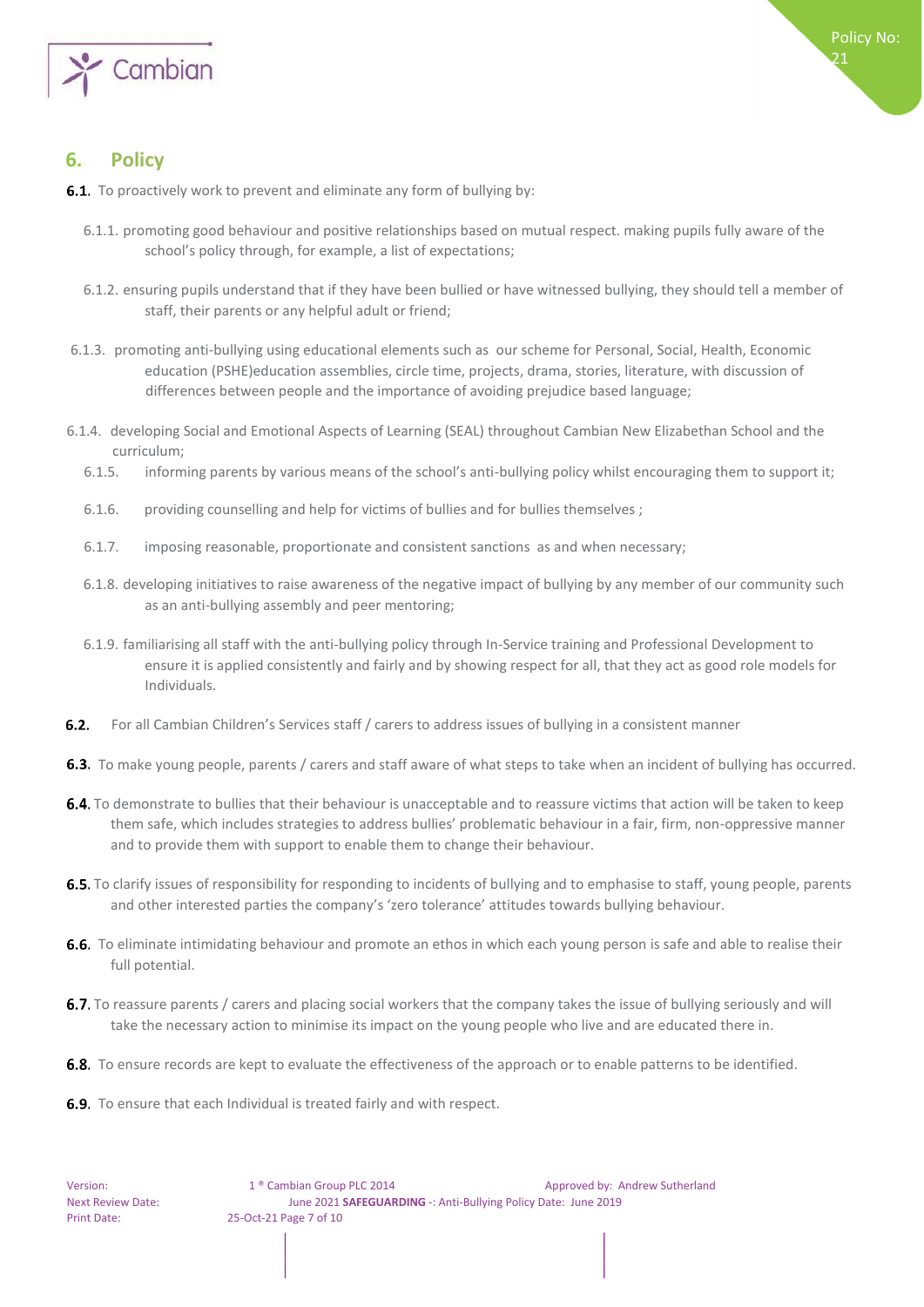## 6. Policy

**6.1.** To proactively work to prevent and eliminate any form of bullying by:

6.1.1. promoting good behaviour and positive relationships based on mutual respect. making pupils fully aware of the school's policy through, for example, a list of expectations;

6.1.2. ensuring pupils understand that if they have been bullied or have witnessed bullying, they should tell a member of staff, their parents or any helpful adult or friend;

6.1.3. promoting anti-bullying using educational elements such as our scheme for Personal, Social, Health, Economic education (PSHE)education assemblies, circle time, projects, drama, stories, literature, with discussion of differences between people and the importance of avoiding prejudice based language;

6.1.4. developing Social and Emotional Aspects of Learning (SEAL) throughout Cambian New Elizabethan School and the curriculum;

6.1.5. informing parents by various means of the school's anti-bullying policy whilst encouraging them to support it;

6.1.6. providing counselling and help for victims of bullies and for bullies themselves ;

6.1.7. imposing reasonable, proportionate and consistent sanctions as and when necessary;

6.1.8. developing initiatives to raise awareness of the negative impact of bullying by any member of our community such as an anti-bullying assembly and peer mentoring;

6.1.9. familiarising all staff with the anti-bullying policy through In-Service training and Professional Development to ensure it is applied consistently and fairly and by showing respect for all, that they act as good role models for Individuals.

**6.2.** For all Cambian Children's Services staff / carers to address issues of bullying in a consistent manner

**6.3.** To make young people, parents / carers and staff aware of what steps to take when an incident of bullying has occurred.

**6.4.** To demonstrate to bullies that their behaviour is unacceptable and to reassure victims that action will be taken to keep them safe, which includes strategies to address bullies' problematic behaviour in a fair, firm, non-oppressive manner and to provide them with support to enable them to change their behaviour.

**6.5.** To clarify issues of responsibility for responding to incidents of bullying and to emphasise to staff, young people, parents and other interested parties the company's 'zero tolerance' attitudes towards bullying behaviour.

**6.6.** To eliminate intimidating behaviour and promote an ethos in which each young person is safe and able to realise their full potential.

**6.7.** To reassure parents / carers and placing social workers that the company takes the issue of bullying seriously and will take the necessary action to minimise its impact on the young people who live and are educated there in.

**6.8.** To ensure records are kept to evaluate the effectiveness of the approach or to enable patterns to be identified.

**6.9.** To ensure that each Individual is treated fairly and with respect.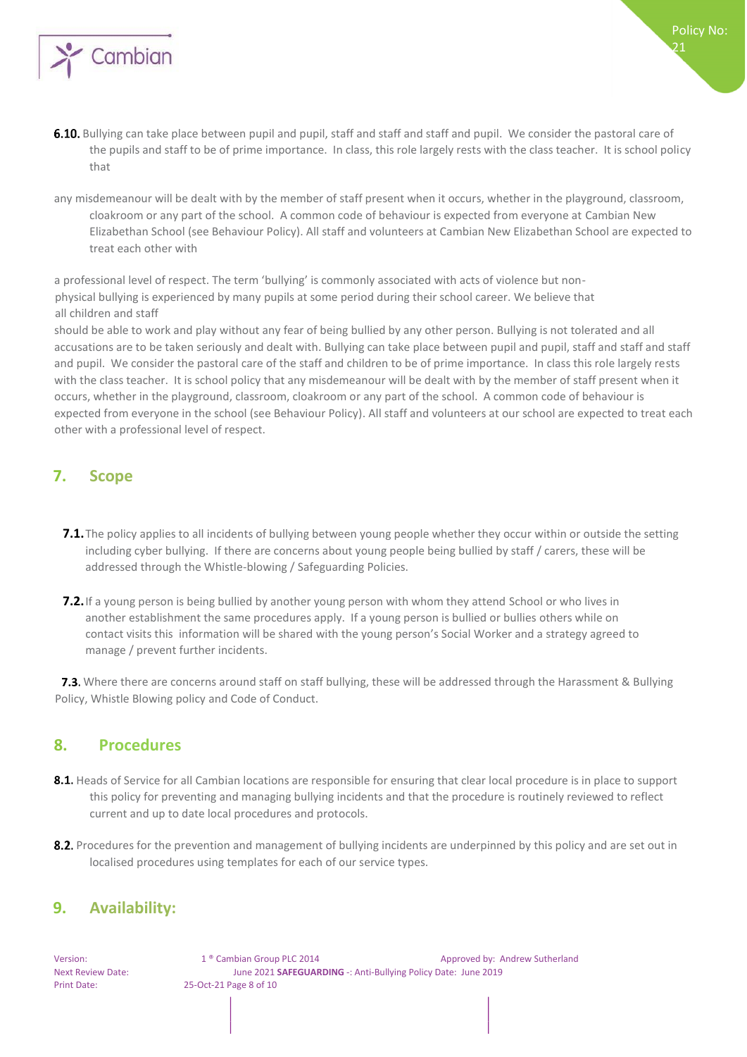**6.10.** Bullying can take place between pupil and pupil, staff and staff and staff and pupil. We consider the pastoral care of the pupils and staff to be of prime importance. In class, this role largely rests with the class teacher. It is school policy that

any misdemeanour will be dealt with by the member of staff present when it occurs, whether in the playground, classroom, cloakroom or any part of the school. A common code of behaviour is expected from everyone at Cambian New Elizabethan School (see Behaviour Policy). All staff and volunteers at Cambian New Elizabethan School are expected to treat each other with

a professional level of respect. The term 'bullying' is commonly associated with acts of violence but non-physical bullying is experienced by many pupils at some period during their school career. We believe that all children and staff should be able to work and play without any fear of being bullied by any other person. Bullying is not tolerated and all accusations are to be taken seriously and dealt with. Bullying can take place between pupil and pupil, staff and staff and staff and pupil. We consider the pastoral care of the staff and children to be of prime importance. In class this role largely rests with the class teacher. It is school policy that any misdemeanour will be dealt with by the member of staff present when it occurs, whether in the playground, classroom, cloakroom or any part of the school. A common code of behaviour is expected from everyone in the school (see Behaviour Policy). All staff and volunteers at our school are expected to treat each other with a professional level of respect.

## 7. Scope

**7.1.** The policy applies to all incidents of bullying between young people whether they occur within or outside the setting including cyber bullying. If there are concerns about young people being bullied by staff / carers, these will be addressed through the Whistle-blowing / Safeguarding Policies.

**7.2.** If a young person is being bullied by another young person with whom they attend School or who lives in another establishment the same procedures apply. If a young person is bullied or bullies others while on contact visits this information will be shared with the young person's Social Worker and a strategy agreed to manage / prevent further incidents.

**7.3.** Where there are concerns around staff on staff bullying, these will be addressed through the Harassment & Bullying Policy, Whistle Blowing policy and Code of Conduct.

## 8. Procedures

**8.1.** Heads of Service for all Cambian locations are responsible for ensuring that clear local procedure is in place to support this policy for preventing and managing bullying incidents and that the procedure is routinely reviewed to reflect current and up to date local procedures and protocols.

**8.2.** Procedures for the prevention and management of bullying incidents are underpinned by this policy and are set out in localised procedures using templates for each of our service types.

## 9. Availability: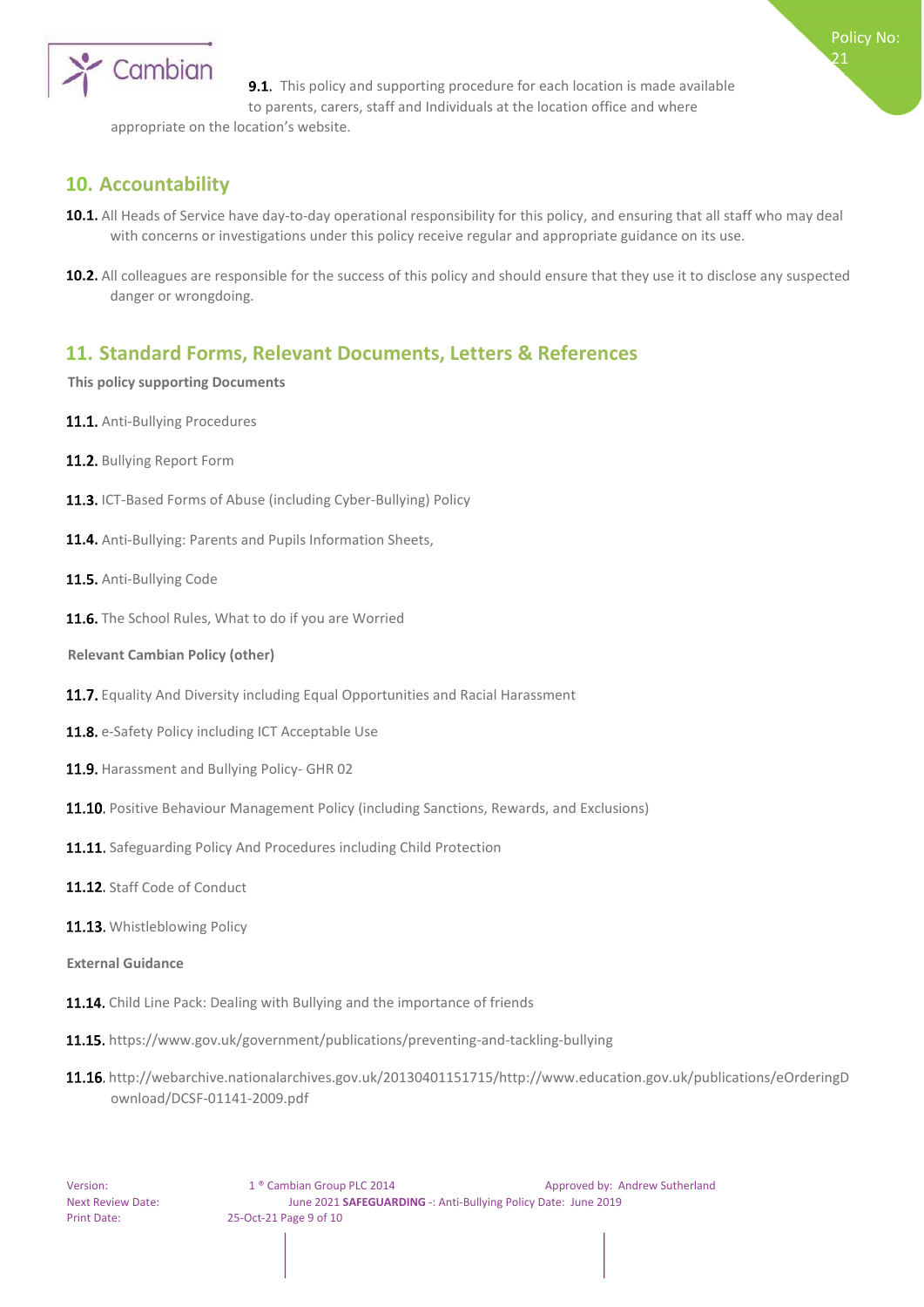**9.1.** This policy and supporting procedure for each location is made available to parents, carers, staff and Individuals at the location office and where appropriate on the location's website.

## 10. Accountability

**10.1.** All Heads of Service have day-to-day operational responsibility for this policy, and ensuring that all staff who may deal with concerns or investigations under this policy receive regular and appropriate guidance on its use.

**10.2.** All colleagues are responsible for the success of this policy and should ensure that they use it to disclose any suspected danger or wrongdoing.

## 11. Standard Forms, Relevant Documents, Letters & References

**This policy supporting Documents**

**11.1.** Anti-Bullying Procedures

**11.2.** Bullying Report Form

**11.3.** ICT-Based Forms of Abuse (including Cyber-Bullying) Policy

**11.4.** Anti-Bullying: Parents and Pupils Information Sheets,

**11.5.** Anti-Bullying Code

**11.6.** The School Rules, What to do if you are Worried

**Relevant Cambian Policy (other)**

**11.7.** Equality And Diversity including Equal Opportunities and Racial Harassment

**11.8.** e-Safety Policy including ICT Acceptable Use

**11.9.** Harassment and Bullying Policy- GHR 02

**11.10.** Positive Behaviour Management Policy (including Sanctions, Rewards, and Exclusions)

**11.11.** Safeguarding Policy And Procedures including Child Protection

**11.12.** Staff Code of Conduct

**11.13.** Whistleblowing Policy

**External Guidance**

**11.14.** Child Line Pack: Dealing with Bullying and the importance of friends

**11.15.** https://www.gov.uk/government/publications/preventing-and-tackling-bullying

**11.16.** http://webarchive.nationalarchives.gov.uk/20130401151715/http://www.education.gov.uk/publications/eOrderingDownload/DCSF-01141-2009.pdf